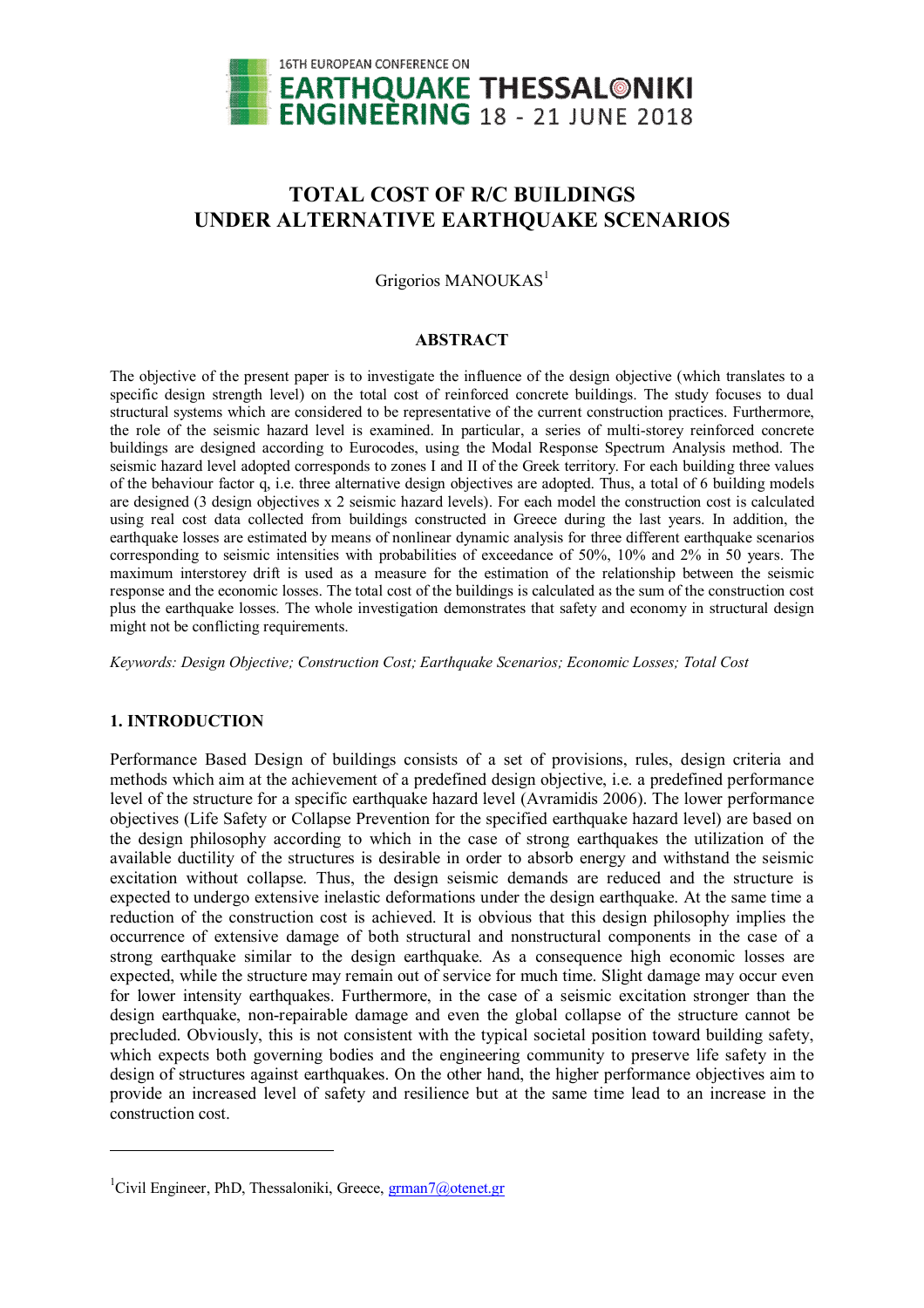# TOTAL COST OF R/C BUILDINGS UNDER ALTERNATIVE EARTHQUAKE SCENARIOS

Grigorios MANOUKAS[1]

## ABSTRACT

The objective of the present paper is to investigate the influence of the design objective (which translates to a specific design strength level) on the total cost of reinforced concrete buildings. The study focuses to dual structural systems which are considered to be representative of the current construction practices. Furthermore, the role of the seismic hazard level is examined. In particular, a series of multi-storey reinforced concrete buildings are designed according to Eurocodes, using the Modal Response Spectrum Analysis method. The seismic hazard level adopted corresponds to zones I and II of the Greek territory. For each building three values of the behaviour factor q, i.e. three alternative design objectives are adopted. Thus, a total of 6 building models are designed (3 design objectives x 2 seismic hazard levels). For each model the construction cost is calculated using real cost data collected from buildings constructed in Greece during the last years. In addition, the earthquake losses are estimated by means of nonlinear dynamic analysis for three different earthquake scenarios corresponding to seismic intensities with probabilities of exceedance of 50%, 10% and 2% in 50 years. The maximum interstorey drift is used as a measure for the estimation of the relationship between the seismic response and the economic losses. The total cost of the buildings is calculated as the sum of the construction cost plus the earthquake losses. The whole investigation demonstrates that safety and economy in structural design might not be conflicting requirements.

*Keywords: Design Objective; Construction Cost; Earthquake Scenarios; Economic Losses; Total Cost*

## 1. INTRODUCTION

Performance Based Design of buildings consists of a set of provisions, rules, design criteria and methods which aim at the achievement of a predefined design objective, i.e. a predefined performance level of the structure for a specific earthquake hazard level (Avramidis 2006). The lower performance objectives (Life Safety or Collapse Prevention for the specified earthquake hazard level) are based on the design philosophy according to which in the case of strong earthquakes the utilization of the available ductility of the structures is desirable in order to absorb energy and withstand the seismic excitation without collapse. Thus, the design seismic demands are reduced and the structure is expected to undergo extensive inelastic deformations under the design earthquake. At the same time a reduction of the construction cost is achieved. It is obvious that this design philosophy implies the occurrence of extensive damage of both structural and nonstructural components in the case of a strong earthquake similar to the design earthquake. As a consequence high economic losses are expected, while the structure may remain out of service for much time. Slight damage may occur even for lower intensity earthquakes. Furthermore, in the case of a seismic excitation stronger than the design earthquake, non-repairable damage and even the global collapse of the structure cannot be precluded. Obviously, this is not consistent with the typical societal position toward building safety, which expects both governing bodies and the engineering community to preserve life safety in the design of structures against earthquakes. On the other hand, the higher performance objectives aim to provide an increased level of safety and resilience but at the same time lead to an increase in the construction cost.

---

[1]Civil Engineer, PhD, Thessaloniki, Greece, grman7@otenet.gr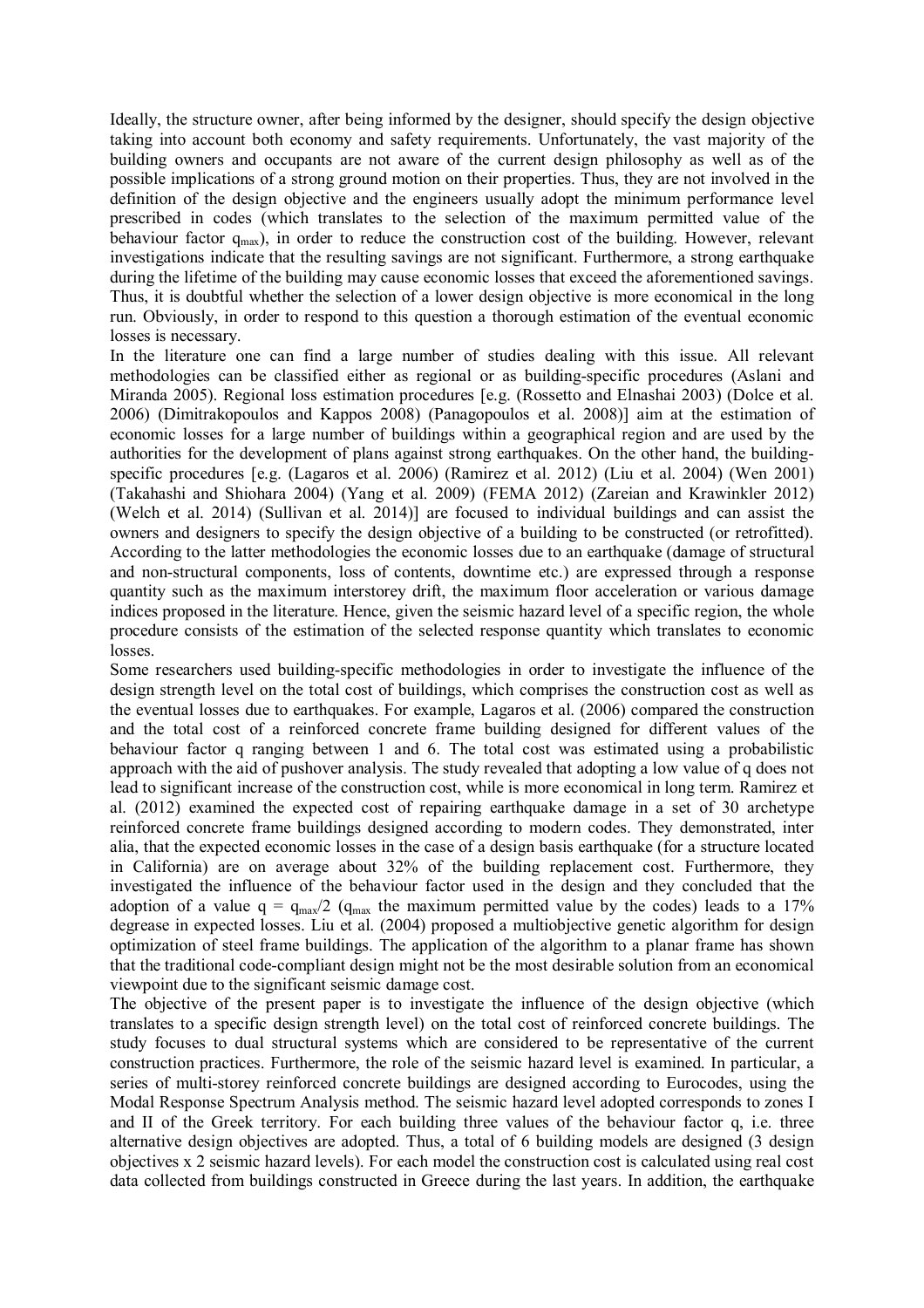Ideally, the structure owner, after being informed by the designer, should specify the design objective taking into account both economy and safety requirements. Unfortunately, the vast majority of the building owners and occupants are not aware of the current design philosophy as well as of the possible implications of a strong ground motion on their properties. Thus, they are not involved in the definition of the design objective and the engineers usually adopt the minimum performance level prescribed in codes (which translates to the selection of the maximum permitted value of the behaviour factor $q_{max}$), in order to reduce the construction cost of the building. However, relevant investigations indicate that the resulting savings are not significant. Furthermore, a strong earthquake during the lifetime of the building may cause economic losses that exceed the aforementioned savings. Thus, it is doubtful whether the selection of a lower design objective is more economical in the long run. Obviously, in order to respond to this question a thorough estimation of the eventual economic losses is necessary.

In the literature one can find a large number of studies dealing with this issue. All relevant methodologies can be classified either as regional or as building-specific procedures (Aslani and Miranda 2005). Regional loss estimation procedures [e.g. (Rossetto and Elnashai 2003) (Dolce et al. 2006) (Dimitrakopoulos and Kappos 2008) (Panagopoulos et al. 2008)] aim at the estimation of economic losses for a large number of buildings within a geographical region and are used by the authorities for the development of plans against strong earthquakes. On the other hand, the building-specific procedures [e.g. (Lagaros et al. 2006) (Ramirez et al. 2012) (Liu et al. 2004) (Wen 2001) (Takahashi and Shiohara 2004) (Yang et al. 2009) (FEMA 2012) (Zareian and Krawinkler 2012) (Welch et al. 2014) (Sullivan et al. 2014)] are focused to individual buildings and can assist the owners and designers to specify the design objective of a building to be constructed (or retrofitted). According to the latter methodologies the economic losses due to an earthquake (damage of structural and non-structural components, loss of contents, downtime etc.) are expressed through a response quantity such as the maximum interstorey drift, the maximum floor acceleration or various damage indices proposed in the literature. Hence, given the seismic hazard level of a specific region, the whole procedure consists of the estimation of the selected response quantity which translates to economic losses.

Some researchers used building-specific methodologies in order to investigate the influence of the design strength level on the total cost of buildings, which comprises the construction cost as well as the eventual losses due to earthquakes. For example, Lagaros et al. (2006) compared the construction and the total cost of a reinforced concrete frame building designed for different values of the behaviour factor q ranging between 1 and 6. The total cost was estimated using a probabilistic approach with the aid of pushover analysis. The study revealed that adopting a low value of q does not lead to significant increase of the construction cost, while is more economical in long term. Ramirez et al. (2012) examined the expected cost of repairing earthquake damage in a set of 30 archetype reinforced concrete frame buildings designed according to modern codes. They demonstrated, inter alia, that the expected economic losses in the case of a design basis earthquake (for a structure located in California) are on average about 32% of the building replacement cost. Furthermore, they investigated the influence of the behaviour factor used in the design and they concluded that the adoption of a value $q = q_{max}/2$ ($q_{max}$ the maximum permitted value by the codes) leads to a 17% degrease in expected losses. Liu et al. (2004) proposed a multiobjective genetic algorithm for design optimization of steel frame buildings. The application of the algorithm to a planar frame has shown that the traditional code-compliant design might not be the most desirable solution from an economical viewpoint due to the significant seismic damage cost.

The objective of the present paper is to investigate the influence of the design objective (which translates to a specific design strength level) on the total cost of reinforced concrete buildings. The study focuses to dual structural systems which are considered to be representative of the current construction practices. Furthermore, the role of the seismic hazard level is examined. In particular, a series of multi-storey reinforced concrete buildings are designed according to Eurocodes, using the Modal Response Spectrum Analysis method. The seismic hazard level adopted corresponds to zones I and II of the Greek territory. For each building three values of the behaviour factor q, i.e. three alternative design objectives are adopted. Thus, a total of 6 building models are designed (3 design objectives x 2 seismic hazard levels). For each model the construction cost is calculated using real cost data collected from buildings constructed in Greece during the last years. In addition, the earthquake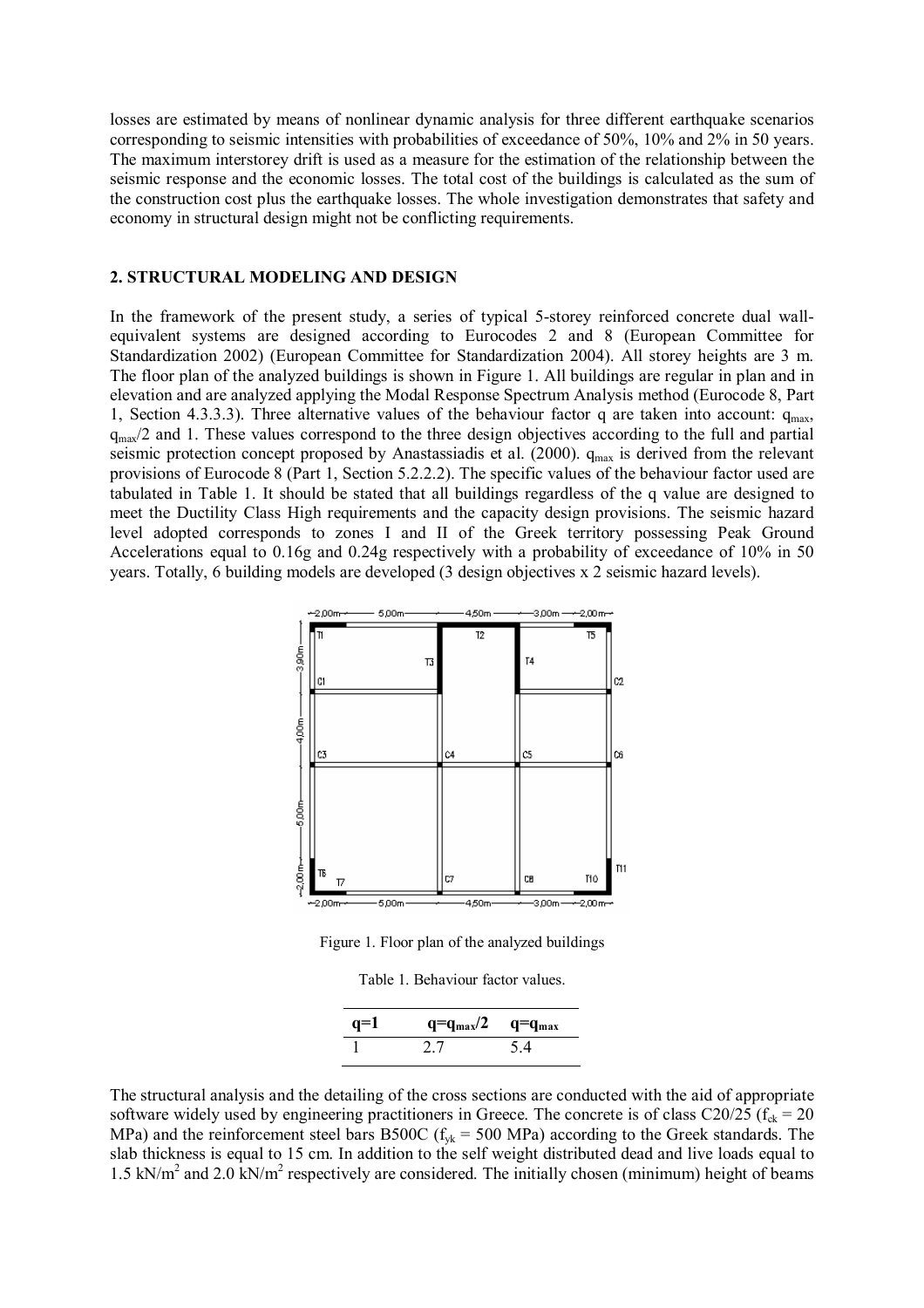losses are estimated by means of nonlinear dynamic analysis for three different earthquake scenarios corresponding to seismic intensities with probabilities of exceedance of 50%, 10% and 2% in 50 years. The maximum interstorey drift is used as a measure for the estimation of the relationship between the seismic response and the economic losses. The total cost of the buildings is calculated as the sum of the construction cost plus the earthquake losses. The whole investigation demonstrates that safety and economy in structural design might not be conflicting requirements.

## 2. STRUCTURAL MODELING AND DESIGN

In the framework of the present study, a series of typical 5-storey reinforced concrete dual wall-equivalent systems are designed according to Eurocodes 2 and 8 (European Committee for Standardization 2002) (European Committee for Standardization 2004). All storey heights are 3 m. The floor plan of the analyzed buildings is shown in Figure 1. All buildings are regular in plan and in elevation and are analyzed applying the Modal Response Spectrum Analysis method (Eurocode 8, Part 1, Section 4.3.3.3). Three alternative values of the behaviour factor q are taken into account: $q_{max}$, $q_{max}/2$ and 1. These values correspond to the three design objectives according to the full and partial seismic protection concept proposed by Anastassiadis et al. (2000). $q_{max}$ is derived from the relevant provisions of Eurocode 8 (Part 1, Section 5.2.2.2). The specific values of the behaviour factor used are tabulated in Table 1. It should be stated that all buildings regardless of the q value are designed to meet the Ductility Class High requirements and the capacity design provisions. The seismic hazard level adopted corresponds to zones I and II of the Greek territory possessing Peak Ground Accelerations equal to 0.16g and 0.24g respectively with a probability of exceedance of 10% in 50 years. Totally, 6 building models are developed (3 design objectives x 2 seismic hazard levels).

Figure 1. Floor plan of the analyzed buildings

Table 1. Behaviour factor values.

| q=1 | $q=q_{max}/2$ | $q=q_{max}$ |
|---|---|---|
| 1 | 2.7 | 5.4 |

The structural analysis and the detailing of the cross sections are conducted with the aid of appropriate software widely used by engineering practitioners in Greece. The concrete is of class C20/25 ($f_{ck}$ = 20 MPa) and the reinforcement steel bars B500C ($f_{yk}$ = 500 MPa) according to the Greek standards. The slab thickness is equal to 15 cm. In addition to the self weight distributed dead and live loads equal to 1.5 kN/m$^2$ and 2.0 kN/m$^2$ respectively are considered. The initially chosen (minimum) height of beams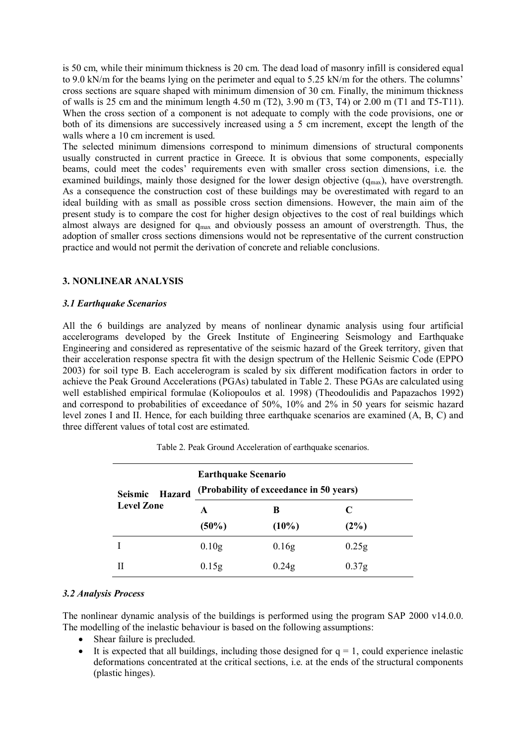is 50 cm, while their minimum thickness is 20 cm. The dead load of masonry infill is considered equal to 9.0 kN/m for the beams lying on the perimeter and equal to 5.25 kN/m for the others. The columns' cross sections are square shaped with minimum dimension of 30 cm. Finally, the minimum thickness of walls is 25 cm and the minimum length 4.50 m (T2), 3.90 m (T3, T4) or 2.00 m (T1 and T5-T11). When the cross section of a component is not adequate to comply with the code provisions, one or both of its dimensions are successively increased using a 5 cm increment, except the length of the walls where a 10 cm increment is used.

The selected minimum dimensions correspond to minimum dimensions of structural components usually constructed in current practice in Greece. It is obvious that some components, especially beams, could meet the codes' requirements even with smaller cross section dimensions, i.e. the examined buildings, mainly those designed for the lower design objective ($q_{max}$), have overstrength. As a consequence the construction cost of these buildings may be overestimated with regard to an ideal building with as small as possible cross section dimensions. However, the main aim of the present study is to compare the cost for higher design objectives to the cost of real buildings which almost always are designed for $q_{max}$ and obviously possess an amount of overstrength. Thus, the adoption of smaller cross sections dimensions would not be representative of the current construction practice and would not permit the derivation of concrete and reliable conclusions.

## 3. NONLINEAR ANALYSIS

### *3.1 Earthquake Scenarios*

All the 6 buildings are analyzed by means of nonlinear dynamic analysis using four artificial accelerograms developed by the Greek Institute of Engineering Seismology and Earthquake Engineering and considered as representative of the seismic hazard of the Greek territory, given that their acceleration response spectra fit with the design spectrum of the Hellenic Seismic Code (EPPO 2003) for soil type B. Each accelerogram is scaled by six different modification factors in order to achieve the Peak Ground Accelerations (PGAs) tabulated in Table 2. These PGAs are calculated using well established empirical formulae (Koliopoulos et al. 1998) (Theodoulidis and Papazachos 1992) and correspond to probabilities of exceedance of 50%, 10% and 2% in 50 years for seismic hazard level zones I and II. Hence, for each building three earthquake scenarios are examined (A, B, C) and three different values of total cost are estimated.

Table 2. Peak Ground Acceleration of earthquake scenarios.

| Seismic Hazard Level Zone | Earthquake Scenario (Probability of exceedance in 50 years) | | |
|---|---|---|---|
| | **A (50%)** | **B (10%)** | **C (2%)** |
| I | 0.10g | 0.16g | 0.25g |
| II | 0.15g | 0.24g | 0.37g |

### *3.2 Analysis Process*

The nonlinear dynamic analysis of the buildings is performed using the program SAP 2000 v14.0.0. The modelling of the inelastic behaviour is based on the following assumptions:

- Shear failure is precluded.
- It is expected that all buildings, including those designed for $q = 1$, could experience inelastic deformations concentrated at the critical sections, i.e. at the ends of the structural components (plastic hinges).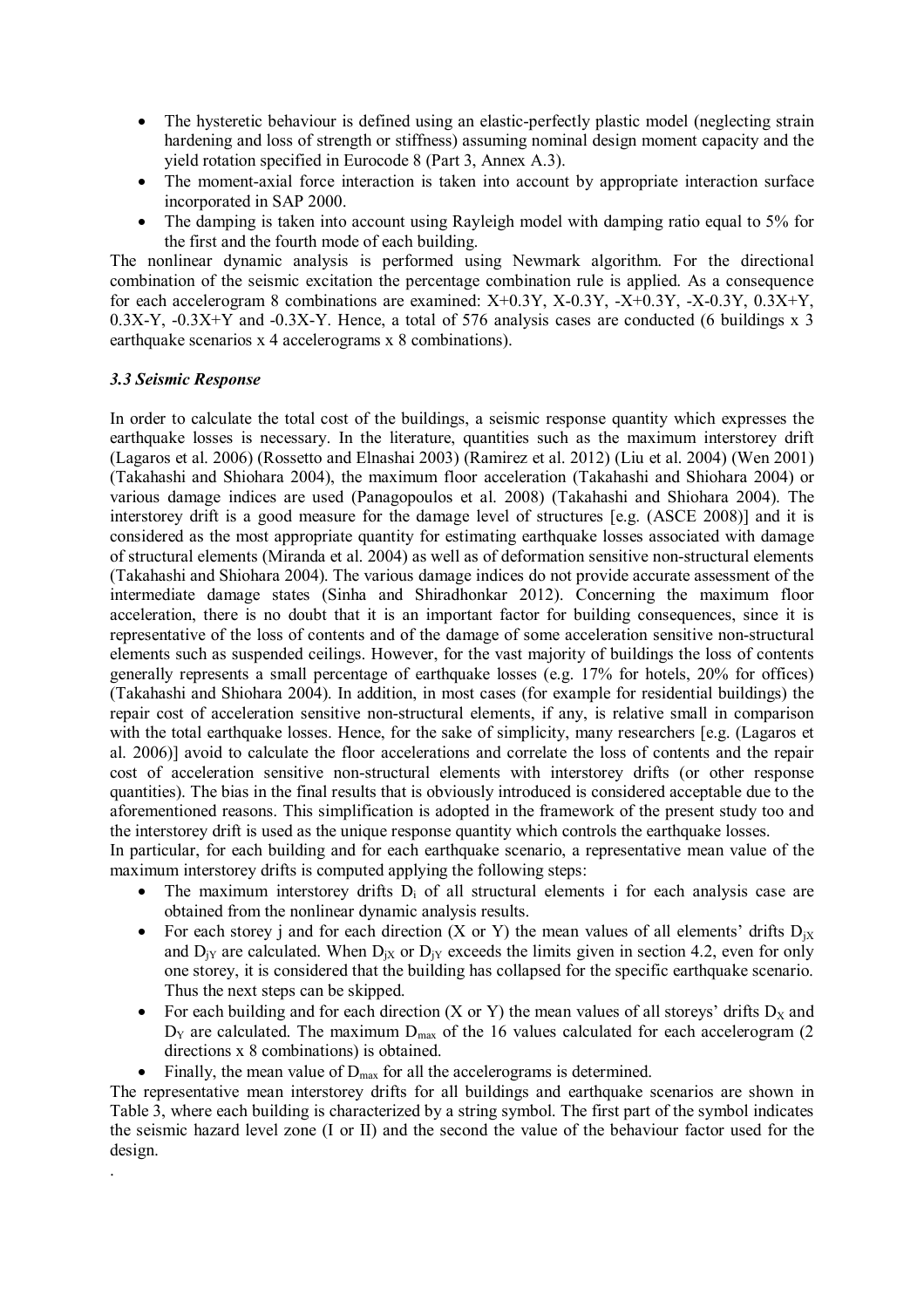- The hysteretic behaviour is defined using an elastic-perfectly plastic model (neglecting strain hardening and loss of strength or stiffness) assuming nominal design moment capacity and the yield rotation specified in Eurocode 8 (Part 3, Annex A.3).
- The moment-axial force interaction is taken into account by appropriate interaction surface incorporated in SAP 2000.
- The damping is taken into account using Rayleigh model with damping ratio equal to 5% for the first and the fourth mode of each building.

The nonlinear dynamic analysis is performed using Newmark algorithm. For the directional combination of the seismic excitation the percentage combination rule is applied. As a consequence for each accelerogram 8 combinations are examined: X+0.3Y, X-0.3Y, -X+0.3Y, -X-0.3Y, 0.3X+Y, 0.3X-Y, -0.3X+Y and -0.3X-Y. Hence, a total of 576 analysis cases are conducted (6 buildings x 3 earthquake scenarios x 4 accelerograms x 8 combinations).

### *3.3 Seismic Response*

In order to calculate the total cost of the buildings, a seismic response quantity which expresses the earthquake losses is necessary. In the literature, quantities such as the maximum interstorey drift (Lagaros et al. 2006) (Rossetto and Elnashai 2003) (Ramirez et al. 2012) (Liu et al. 2004) (Wen 2001) (Takahashi and Shiohara 2004), the maximum floor acceleration (Takahashi and Shiohara 2004) or various damage indices are used (Panagopoulos et al. 2008) (Takahashi and Shiohara 2004). The interstorey drift is a good measure for the damage level of structures [e.g. (ASCE 2008)] and it is considered as the most appropriate quantity for estimating earthquake losses associated with damage of structural elements (Miranda et al. 2004) as well as of deformation sensitive non-structural elements (Takahashi and Shiohara 2004). The various damage indices do not provide accurate assessment of the intermediate damage states (Sinha and Shiradhonkar 2012). Concerning the maximum floor acceleration, there is no doubt that it is an important factor for building consequences, since it is representative of the loss of contents and of the damage of some acceleration sensitive non-structural elements such as suspended ceilings. However, for the vast majority of buildings the loss of contents generally represents a small percentage of earthquake losses (e.g. 17% for hotels, 20% for offices) (Takahashi and Shiohara 2004). In addition, in most cases (for example for residential buildings) the repair cost of acceleration sensitive non-structural elements, if any, is relative small in comparison with the total earthquake losses. Hence, for the sake of simplicity, many researchers [e.g. (Lagaros et al. 2006)] avoid to calculate the floor accelerations and correlate the loss of contents and the repair cost of acceleration sensitive non-structural elements with interstorey drifts (or other response quantities). The bias in the final results that is obviously introduced is considered acceptable due to the aforementioned reasons. This simplification is adopted in the framework of the present study too and the interstorey drift is used as the unique response quantity which controls the earthquake losses.

In particular, for each building and for each earthquake scenario, a representative mean value of the maximum interstorey drifts is computed applying the following steps:

- The maximum interstorey drifts $D_i$ of all structural elements i for each analysis case are obtained from the nonlinear dynamic analysis results.
- For each storey j and for each direction (X or Y) the mean values of all elements' drifts $D_{jX}$ and $D_{jY}$ are calculated. When $D_{jX}$ or $D_{jY}$ exceeds the limits given in section 4.2, even for only one storey, it is considered that the building has collapsed for the specific earthquake scenario. Thus the next steps can be skipped.
- For each building and for each direction (X or Y) the mean values of all storeys' drifts $D_X$ and $D_Y$ are calculated. The maximum $D_{max}$ of the 16 values calculated for each accelerogram (2 directions x 8 combinations) is obtained.
- Finally, the mean value of $D_{max}$ for all the accelerograms is determined.

The representative mean interstorey drifts for all buildings and earthquake scenarios are shown in Table 3, where each building is characterized by a string symbol. The first part of the symbol indicates the seismic hazard level zone (I or II) and the second the value of the behaviour factor used for the design.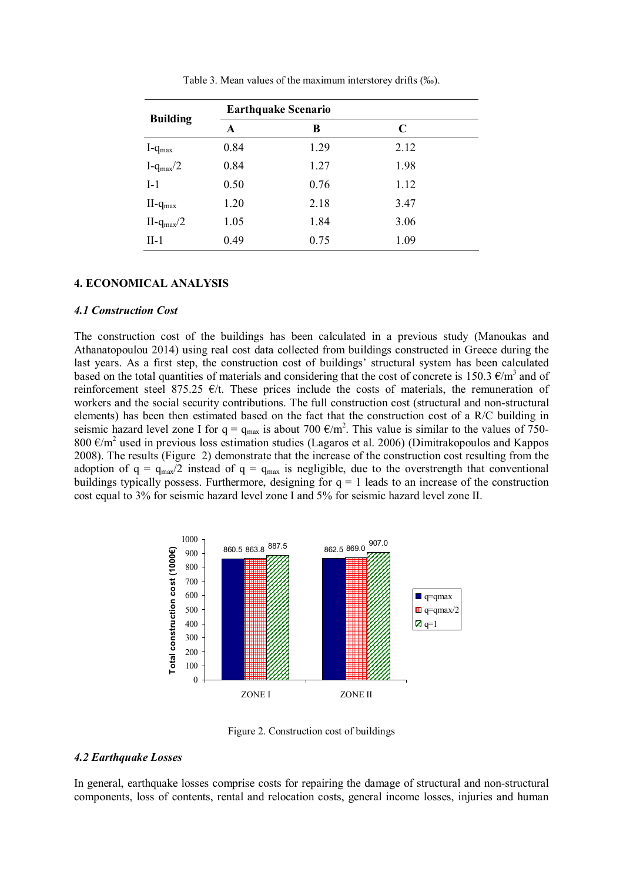Table 3. Mean values of the maximum interstorey drifts (‰).

| Building | Earthquake Scenario | | |
|---|---|---|---|
| | A | B | C |
| I-$q_{max}$ | 0.84 | 1.29 | 2.12 |
| I-$q_{max}/2$ | 0.84 | 1.27 | 1.98 |
| I-1 | 0.50 | 0.76 | 1.12 |
| II-$q_{max}$ | 1.20 | 2.18 | 3.47 |
| II-$q_{max}/2$ | 1.05 | 1.84 | 3.06 |
| II-1 | 0.49 | 0.75 | 1.09 |

## 4. ECONOMICAL ANALYSIS

### *4.1 Construction Cost*

The construction cost of the buildings has been calculated in a previous study (Manoukas and Athanatopoulou 2014) using real cost data collected from buildings constructed in Greece during the last years. As a first step, the construction cost of buildings' structural system has been calculated based on the total quantities of materials and considering that the cost of concrete is 150.3 €/m$^3$ and of reinforcement steel 875.25 €/t. These prices include the costs of materials, the remuneration of workers and the social security contributions. The full construction cost (structural and non-structural elements) has been then estimated based on the fact that the construction cost of a R/C building in seismic hazard level zone I for $q = q_{max}$ is about 700 €/m$^2$. This value is similar to the values of 750-800 €/m$^2$ used in previous loss estimation studies (Lagaros et al. 2006) (Dimitrakopoulos and Kappos 2008). The results (Figure 2) demonstrate that the increase of the construction cost resulting from the adoption of $q = q_{max}/2$ instead of $q = q_{max}$ is negligible, due to the overstrength that conventional buildings typically possess. Furthermore, designing for $q = 1$ leads to an increase of the construction cost equal to 3% for seismic hazard level zone I and 5% for seismic hazard level zone II.

| Total construction cost (1000€) | q=qmax | q=qmax/2 | q=1 |
|---|---|---|---|
| ZONE I | 860.5 | 863.8 | 887.5 |
| ZONE II | 862.5 | 869.0 | 907.0 |

Figure 2. Construction cost of buildings

### *4.2 Earthquake Losses*

In general, earthquake losses comprise costs for repairing the damage of structural and non-structural components, loss of contents, rental and relocation costs, general income losses, injuries and human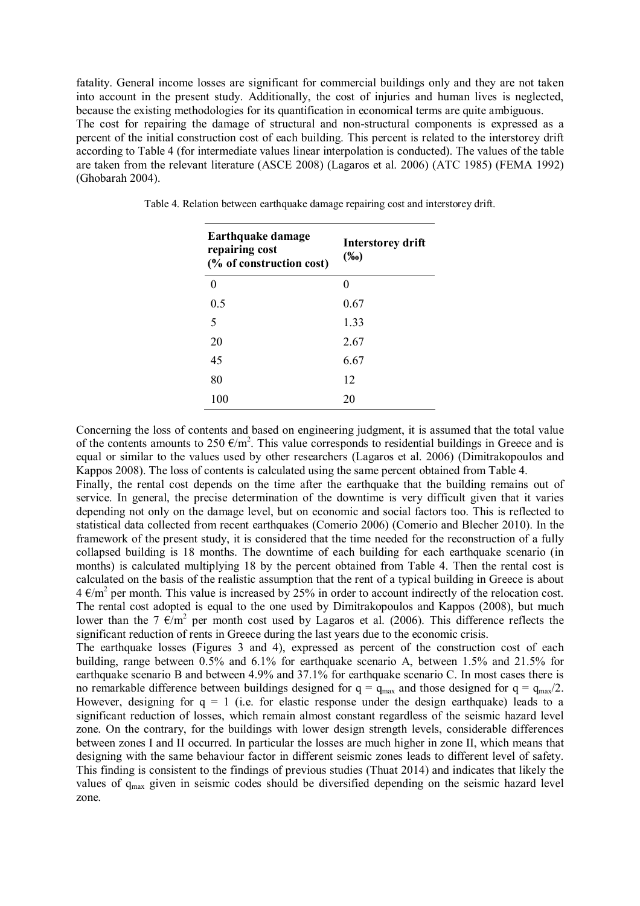fatality. General income losses are significant for commercial buildings only and they are not taken into account in the present study. Additionally, the cost of injuries and human lives is neglected, because the existing methodologies for its quantification in economical terms are quite ambiguous.
The cost for repairing the damage of structural and non-structural components is expressed as a percent of the initial construction cost of each building. This percent is related to the interstorey drift according to Table 4 (for intermediate values linear interpolation is conducted). The values of the table are taken from the relevant literature (ASCE 2008) (Lagaros et al. 2006) (ATC 1985) (FEMA 1992) (Ghobarah 2004).

Table 4. Relation between earthquake damage repairing cost and interstorey drift.

| Earthquake damage repairing cost (% of construction cost) | Interstorey drift (‰) |
|---|---|
| 0 | 0 |
| 0.5 | 0.67 |
| 5 | 1.33 |
| 20 | 2.67 |
| 45 | 6.67 |
| 80 | 12 |
| 100 | 20 |

Concerning the loss of contents and based on engineering judgment, it is assumed that the total value of the contents amounts to 250 €/m². This value corresponds to residential buildings in Greece and is equal or similar to the values used by other researchers (Lagaros et al. 2006) (Dimitrakopoulos and Kappos 2008). The loss of contents is calculated using the same percent obtained from Table 4.
Finally, the rental cost depends on the time after the earthquake that the building remains out of service. In general, the precise determination of the downtime is very difficult given that it varies depending not only on the damage level, but on economic and social factors too. This is reflected to statistical data collected from recent earthquakes (Comerio 2006) (Comerio and Blecher 2010). In the framework of the present study, it is considered that the time needed for the reconstruction of a fully collapsed building is 18 months. The downtime of each building for each earthquake scenario (in months) is calculated multiplying 18 by the percent obtained from Table 4. Then the rental cost is calculated on the basis of the realistic assumption that the rent of a typical building in Greece is about 4 €/m² per month. This value is increased by 25% in order to account indirectly of the relocation cost. The rental cost adopted is equal to the one used by Dimitrakopoulos and Kappos (2008), but much lower than the 7 €/m² per month cost used by Lagaros et al. (2006). This difference reflects the significant reduction of rents in Greece during the last years due to the economic crisis.
The earthquake losses (Figures 3 and 4), expressed as percent of the construction cost of each building, range between 0.5% and 6.1% for earthquake scenario A, between 1.5% and 21.5% for earthquake scenario B and between 4.9% and 37.1% for earthquake scenario C. In most cases there is no remarkable difference between buildings designed for $q = q_{max}$ and those designed for $q = q_{max}/2$. However, designing for $q = 1$ (i.e. for elastic response under the design earthquake) leads to a significant reduction of losses, which remain almost constant regardless of the seismic hazard level zone. On the contrary, for the buildings with lower design strength levels, considerable differences between zones I and II occurred. In particular the losses are much higher in zone II, which means that designing with the same behaviour factor in different seismic zones leads to different level of safety. This finding is consistent to the findings of previous studies (Thuat 2014) and indicates that likely the values of $q_{max}$ given in seismic codes should be diversified depending on the seismic hazard level zone.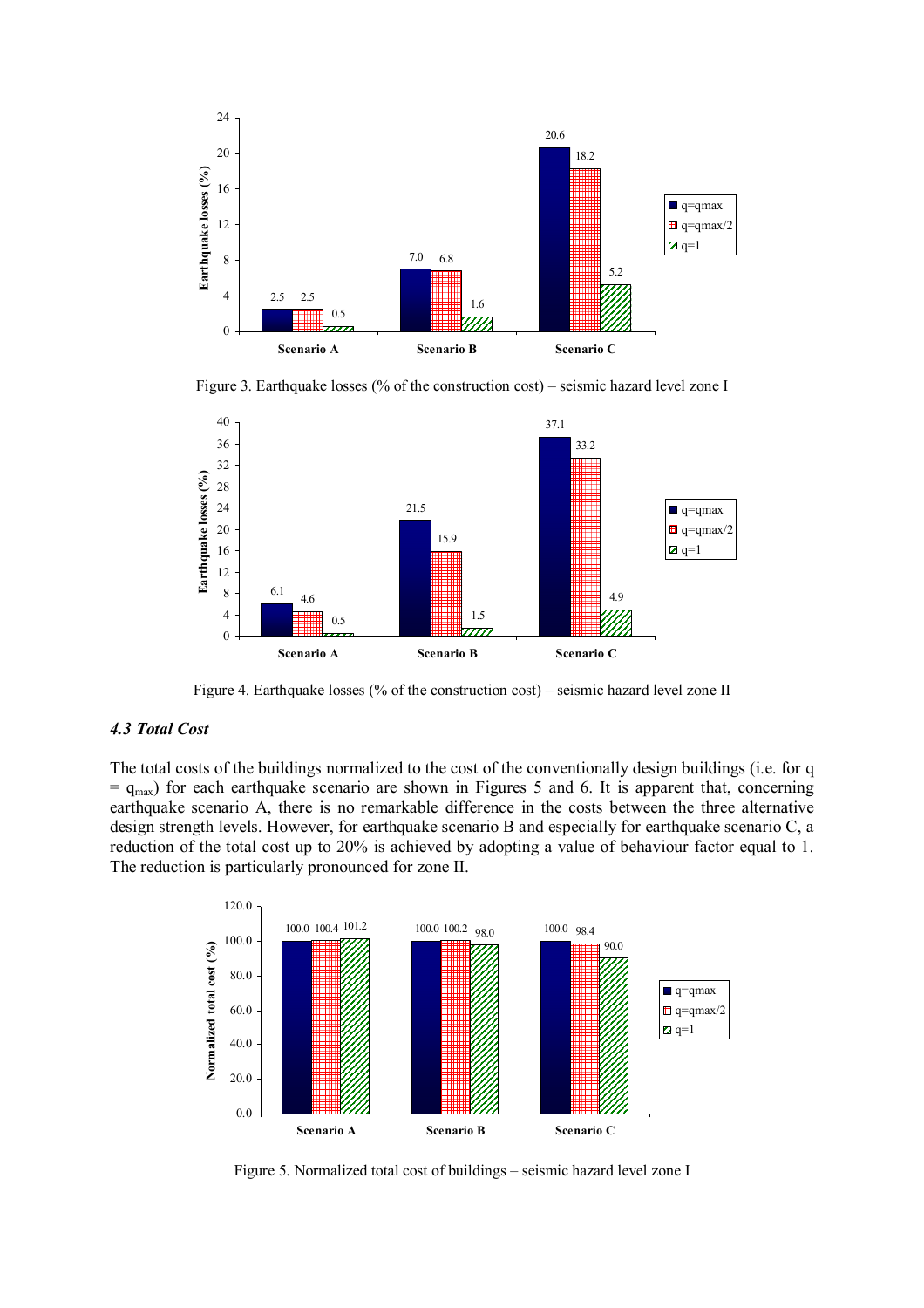Figure 3. Earthquake losses (% of the construction cost) – seismic hazard level zone I

Figure 4. Earthquake losses (% of the construction cost) – seismic hazard level zone II

### *4.3 Total Cost*

The total costs of the buildings normalized to the cost of the conventionally design buildings (i.e. for $q = q_{max}$) for each earthquake scenario are shown in Figures 5 and 6. It is apparent that, concerning earthquake scenario A, there is no remarkable difference in the costs between the three alternative design strength levels. However, for earthquake scenario B and especially for earthquake scenario C, a reduction of the total cost up to 20% is achieved by adopting a value of behaviour factor equal to 1. The reduction is particularly pronounced for zone II.

Figure 5. Normalized total cost of buildings – seismic hazard level zone I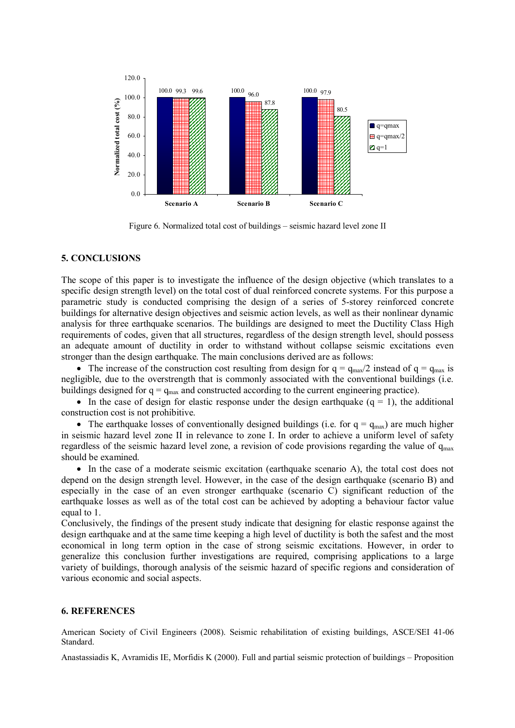Figure 6. Normalized total cost of buildings – seismic hazard level zone II

## 5. CONCLUSIONS

The scope of this paper is to investigate the influence of the design objective (which translates to a specific design strength level) on the total cost of dual reinforced concrete systems. For this purpose a parametric study is conducted comprising the design of a series of 5-storey reinforced concrete buildings for alternative design objectives and seismic action levels, as well as their nonlinear dynamic analysis for three earthquake scenarios. The buildings are designed to meet the Ductility Class High requirements of codes, given that all structures, regardless of the design strength level, should possess an adequate amount of ductility in order to withstand without collapse seismic excitations even stronger than the design earthquake. The main conclusions derived are as follows:

- The increase of the construction cost resulting from design for $q = q_{max}/2$ instead of $q = q_{max}$ is negligible, due to the overstrength that is commonly associated with the conventional buildings (i.e. buildings designed for $q = q_{max}$ and constructed according to the current engineering practice).
- In the case of design for elastic response under the design earthquake ($q = 1$), the additional construction cost is not prohibitive.
- The earthquake losses of conventionally designed buildings (i.e. for $q = q_{max}$) are much higher in seismic hazard level zone II in relevance to zone I. In order to achieve a uniform level of safety regardless of the seismic hazard level zone, a revision of code provisions regarding the value of $q_{max}$ should be examined.
- In the case of a moderate seismic excitation (earthquake scenario A), the total cost does not depend on the design strength level. However, in the case of the design earthquake (scenario B) and especially in the case of an even stronger earthquake (scenario C) significant reduction of the earthquake losses as well as of the total cost can be achieved by adopting a behaviour factor value equal to 1.

Conclusively, the findings of the present study indicate that designing for elastic response against the design earthquake and at the same time keeping a high level of ductility is both the safest and the most economical in long term option in the case of strong seismic excitations. However, in order to generalize this conclusion further investigations are required, comprising applications to a large variety of buildings, thorough analysis of the seismic hazard of specific regions and consideration of various economic and social aspects.

## 6. REFERENCES

American Society of Civil Engineers (2008). Seismic rehabilitation of existing buildings, ASCE/SEI 41-06 Standard.

Anastassiadis K, Avramidis IE, Morfidis K (2000). Full and partial seismic protection of buildings – Proposition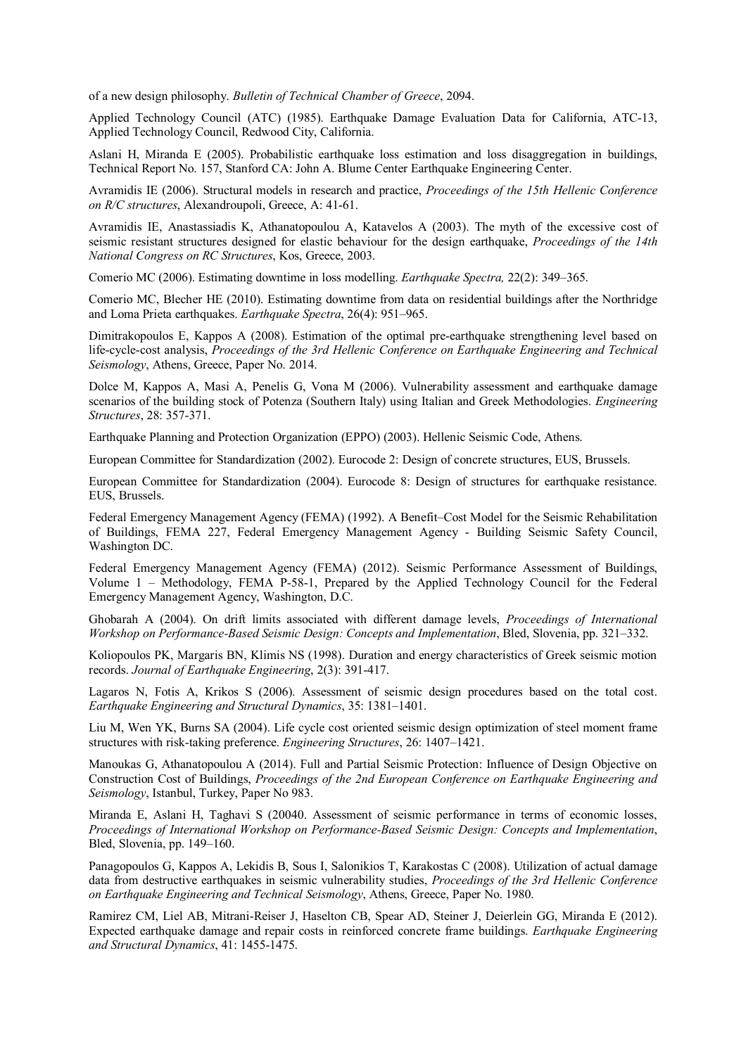of a new design philosophy. *Bulletin of Technical Chamber of Greece*, 2094.

Applied Technology Council (ATC) (1985). Earthquake Damage Evaluation Data for California, ATC-13, Applied Technology Council, Redwood City, California.

Aslani H, Miranda E (2005). Probabilistic earthquake loss estimation and loss disaggregation in buildings, Technical Report No. 157, Stanford CA: John A. Blume Center Earthquake Engineering Center.

Avramidis IE (2006). Structural models in research and practice, *Proceedings of the 15th Hellenic Conference on R/C structures*, Alexandroupoli, Greece, A: 41-61.

Avramidis IE, Anastassiadis K, Athanatopoulou A, Katavelos A (2003). The myth of the excessive cost of seismic resistant structures designed for elastic behaviour for the design earthquake, *Proceedings of the 14th National Congress on RC Structures*, Kos, Greece, 2003.

Comerio MC (2006). Estimating downtime in loss modelling. *Earthquake Spectra,* 22(2): 349–365.

Comerio MC, Blecher HE (2010). Estimating downtime from data on residential buildings after the Northridge and Loma Prieta earthquakes. *Earthquake Spectra*, 26(4): 951–965.

Dimitrakopoulos E, Kappos A (2008). Estimation of the optimal pre-earthquake strengthening level based on life-cycle-cost analysis, *Proceedings of the 3rd Hellenic Conference on Earthquake Engineering and Technical Seismology*, Athens, Greece, Paper No. 2014.

Dolce M, Kappos A, Masi A, Penelis G, Vona M (2006). Vulnerability assessment and earthquake damage scenarios of the building stock of Potenza (Southern Italy) using Italian and Greek Methodologies. *Engineering Structures*, 28: 357-371.

Earthquake Planning and Protection Organization (EPPO) (2003). Hellenic Seismic Code, Athens.

European Committee for Standardization (2002). Eurocode 2: Design of concrete structures, EUS, Brussels.

European Committee for Standardization (2004). Eurocode 8: Design of structures for earthquake resistance. EUS, Brussels.

Federal Emergency Management Agency (FEMA) (1992). A Benefit–Cost Model for the Seismic Rehabilitation of Buildings, FEMA 227, Federal Emergency Management Agency - Building Seismic Safety Council, Washington DC.

Federal Emergency Management Agency (FEMA) (2012). Seismic Performance Assessment of Buildings, Volume 1 – Methodology, FEMA P-58-1, Prepared by the Applied Technology Council for the Federal Emergency Management Agency, Washington, D.C.

Ghobarah A (2004). On drift limits associated with different damage levels, *Proceedings of International Workshop on Performance-Based Seismic Design: Concepts and Implementation*, Bled, Slovenia, pp. 321–332.

Koliopoulos PK, Margaris BN, Klimis NS (1998). Duration and energy characteristics of Greek seismic motion records. *Journal of Earthquake Engineering*, 2(3): 391-417.

Lagaros N, Fotis A, Krikos S (2006). Assessment of seismic design procedures based on the total cost. *Earthquake Engineering and Structural Dynamics*, 35: 1381–1401.

Liu M, Wen YK, Burns SA (2004). Life cycle cost oriented seismic design optimization of steel moment frame structures with risk-taking preference. *Engineering Structures*, 26: 1407–1421.

Manoukas G, Athanatopoulou A (2014). Full and Partial Seismic Protection: Influence of Design Objective on Construction Cost of Buildings, *Proceedings of the 2nd European Conference on Earthquake Engineering and Seismology*, Istanbul, Turkey, Paper No 983.

Miranda E, Aslani H, Taghavi S (20040. Assessment of seismic performance in terms of economic losses, *Proceedings of International Workshop on Performance-Based Seismic Design: Concepts and Implementation*, Bled, Slovenia, pp. 149–160.

Panagopoulos G, Kappos A, Lekidis B, Sous I, Salonikios T, Karakostas C (2008). Utilization of actual damage data from destructive earthquakes in seismic vulnerability studies, *Proceedings of the 3rd Hellenic Conference on Earthquake Engineering and Technical Seismology*, Athens, Greece, Paper No. 1980.

Ramirez CM, Liel AB, Mitrani-Reiser J, Haselton CB, Spear AD, Steiner J, Deierlein GG, Miranda E (2012). Expected earthquake damage and repair costs in reinforced concrete frame buildings. *Earthquake Engineering and Structural Dynamics*, 41: 1455-1475.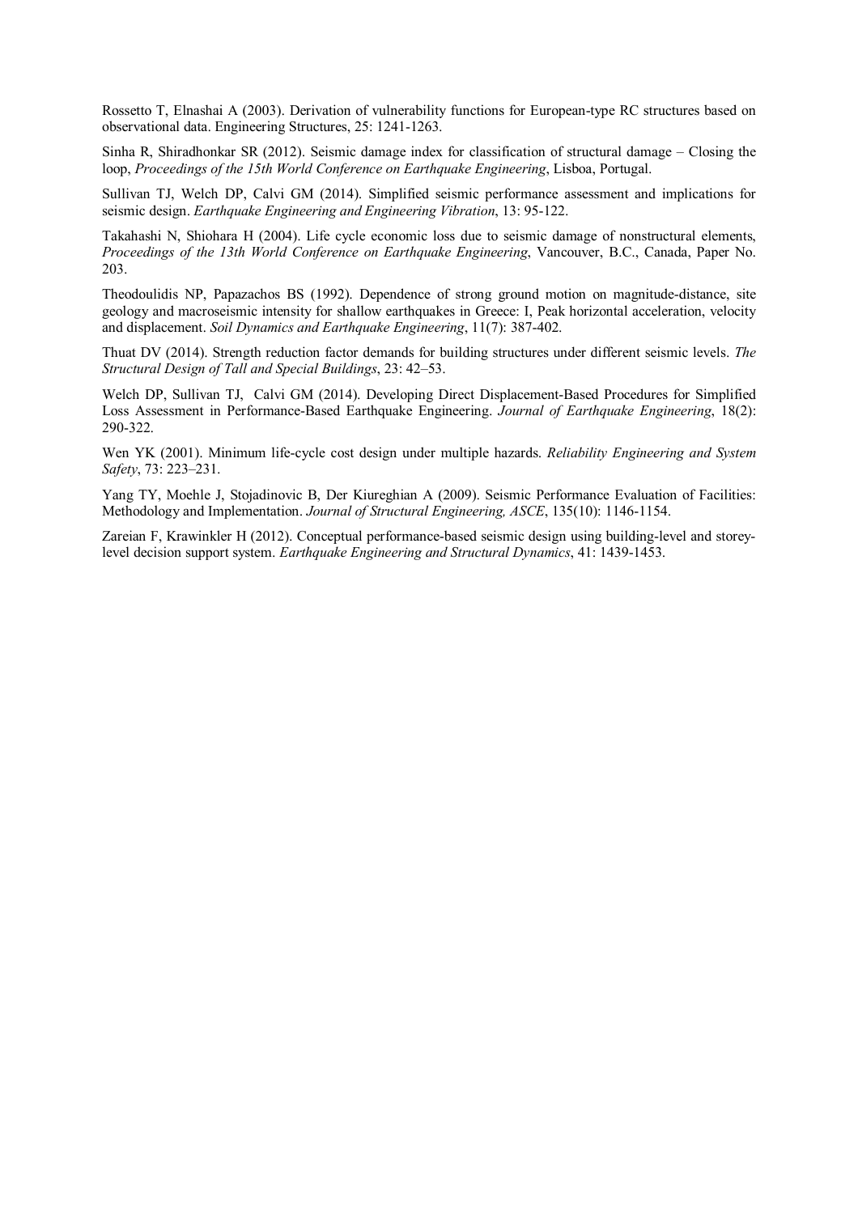Rossetto T, Elnashai A (2003). Derivation of vulnerability functions for European-type RC structures based on observational data. Engineering Structures, 25: 1241-1263.

Sinha R, Shiradhonkar SR (2012). Seismic damage index for classification of structural damage – Closing the loop, *Proceedings of the 15th World Conference on Earthquake Engineering*, Lisboa, Portugal.

Sullivan TJ, Welch DP, Calvi GM (2014). Simplified seismic performance assessment and implications for seismic design. *Earthquake Engineering and Engineering Vibration*, 13: 95-122.

Takahashi N, Shiohara H (2004). Life cycle economic loss due to seismic damage of nonstructural elements, *Proceedings of the 13th World Conference on Earthquake Engineering*, Vancouver, B.C., Canada, Paper No. 203.

Theodoulidis NP, Papazachos BS (1992). Dependence of strong ground motion on magnitude-distance, site geology and macroseismic intensity for shallow earthquakes in Greece: I, Peak horizontal acceleration, velocity and displacement. *Soil Dynamics and Earthquake Engineering*, 11(7): 387-402.

Thuat DV (2014). Strength reduction factor demands for building structures under different seismic levels. *The Structural Design of Tall and Special Buildings*, 23: 42–53.

Welch DP, Sullivan TJ, Calvi GM (2014). Developing Direct Displacement-Based Procedures for Simplified Loss Assessment in Performance-Based Earthquake Engineering. *Journal of Earthquake Engineering*, 18(2): 290-322.

Wen YK (2001). Minimum life-cycle cost design under multiple hazards. *Reliability Engineering and System Safety*, 73: 223–231.

Yang TY, Moehle J, Stojadinovic B, Der Kiureghian A (2009). Seismic Performance Evaluation of Facilities: Methodology and Implementation. *Journal of Structural Engineering, ASCE*, 135(10): 1146-1154.

Zareian F, Krawinkler H (2012). Conceptual performance-based seismic design using building-level and storey-level decision support system. *Earthquake Engineering and Structural Dynamics*, 41: 1439-1453.